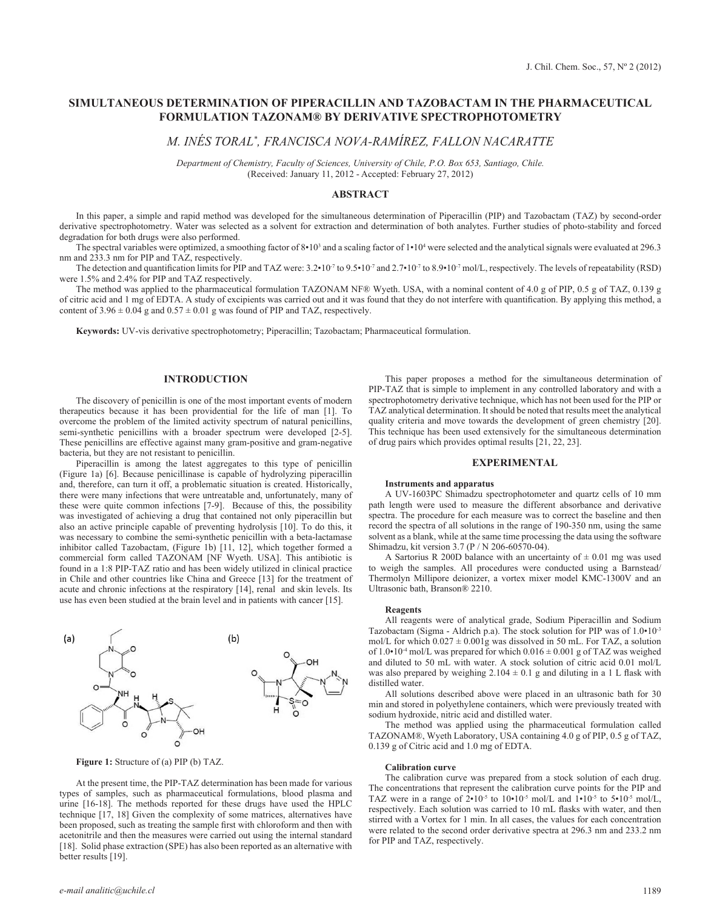# SIMULTANEOUS DETERMINATION OF PIPERACILLIN AND TAZOBACTAM IN THE PHARMACEUTICAL FORMULATION TAZONAM® BY DERIVATIVE SPECTROPHOTOMETRY

*M. INÉS TORAL\*, FRANCISCA NOVA-RAMÍREZ, FALLON NACARATTE*

*Department of Chemistry, Faculty of Sciences, University of Chile, P.O. Box 653, Santiago, Chile.*
(Received: January 11, 2012 - Accepted: February 27, 2012)

## ABSTRACT

In this paper, a simple and rapid method was developed for the simultaneous determination of Piperacillin (PIP) and Tazobactam (TAZ) by second-order derivative spectrophotometry. Water was selected as a solvent for extraction and determination of both analytes. Further studies of photo-stability and forced degradation for both drugs were also performed.

The spectral variables were optimized, a smoothing factor of $8 \cdot 10^3$ and a scaling factor of $1 \cdot 10^4$ were selected and the analytical signals were evaluated at 296.3 nm and 233.3 nm for PIP and TAZ, respectively.

The detection and quantification limits for PIP and TAZ were: $3.2 \cdot 10^{-7}$ to $9.5 \cdot 10^{-7}$ and $2.7 \cdot 10^{-7}$ to $8.9 \cdot 10^{-7}$ mol/L, respectively. The levels of repeatability (RSD) were 1.5% and 2.4% for PIP and TAZ respectively.

The method was applied to the pharmaceutical formulation TAZONAM NF® Wyeth. USA, with a nominal content of 4.0 g of PIP, 0.5 g of TAZ, 0.139 g of citric acid and 1 mg of EDTA. A study of excipients was carried out and it was found that they do not interfere with quantification. By applying this method, a content of 3.96 ± 0.04 g and 0.57 ± 0.01 g was found of PIP and TAZ, respectively.

**Keywords:** UV-vis derivative spectrophotometry; Piperacillin; Tazobactam; Pharmaceutical formulation.

## INTRODUCTION

The discovery of penicillin is one of the most important events of modern therapeutics because it has been providential for the life of man [1]. To overcome the problem of the limited activity spectrum of natural penicillins, semi-synthetic penicillins with a broader spectrum were developed [2-5]. These penicillins are effective against many gram-positive and gram-negative bacteria, but they are not resistant to penicillin.

Piperacillin is among the latest aggregates to this type of penicillin (Figure 1a) [6]. Because penicillinase is capable of hydrolyzing piperacillin and, therefore, can turn it off, a problematic situation is created. Historically, there were many infections that were untreatable and, unfortunately, many of these were quite common infections [7-9]. Because of this, the possibility was investigated of achieving a drug that contained not only piperacillin but also an active principle capable of preventing hydrolysis [10]. To do this, it was necessary to combine the semi-synthetic penicillin with a beta-lactamase inhibitor called Tazobactam, (Figure 1b) [11, 12], which together formed a commercial form called TAZONAM [NF Wyeth. USA]. This antibiotic is found in a 1:8 PIP-TAZ ratio and has been widely utilized in clinical practice in Chile and other countries like China and Greece [13] for the treatment of acute and chronic infections at the respiratory [14], renal and skin levels. Its use has even been studied at the brain level and in patients with cancer [15].

**Figure 1:** Structure of (a) PIP (b) TAZ.

At the present time, the PIP-TAZ determination has been made for various types of samples, such as pharmaceutical formulations, blood plasma and urine [16-18]. The methods reported for these drugs have used the HPLC technique [17, 18] Given the complexity of some matrices, alternatives have been proposed, such as treating the sample first with chloroform and then with acetonitrile and then the measures were carried out using the internal standard [18]. Solid phase extraction (SPE) has also been reported as an alternative with better results [19].

This paper proposes a method for the simultaneous determination of PIP-TAZ that is simple to implement in any controlled laboratory and with a spectrophotometry derivative technique, which has not been used for the PIP or TAZ analytical determination. It should be noted that results meet the analytical quality criteria and move towards the development of green chemistry [20]. This technique has been used extensively for the simultaneous determination of drug pairs which provides optimal results [21, 22, 23].

## EXPERIMENTAL

### Instruments and apparatus

A UV-1603PC Shimadzu spectrophotometer and quartz cells of 10 mm path length were used to measure the different absorbance and derivative spectra. The procedure for each measure was to correct the baseline and then record the spectra of all solutions in the range of 190-350 nm, using the same solvent as a blank, while at the same time processing the data using the software Shimadzu, kit version 3.7 (P / N 206-60570-04).

A Sartorius R 200D balance with an uncertainty of ± 0.01 mg was used to weigh the samples. All procedures were conducted using a Barnstead/ Thermolyn Millipore deionizer, a vortex mixer model KMC-1300V and an Ultrasonic bath, Branson® 2210.

### Reagents

All reagents were of analytical grade, Sodium Piperacillin and Sodium Tazobactam (Sigma - Aldrich p.a). The stock solution for PIP was of $1.0 \cdot 10^{-3}$ mol/L for which 0.027 ± 0.001g was dissolved in 50 mL. For TAZ, a solution of $1.0 \cdot 10^{-4}$ mol/L was prepared for which 0.016 ± 0.001 g of TAZ was weighed and diluted to 50 mL with water. A stock solution of citric acid 0.01 mol/L was also prepared by weighing 2.104 ± 0.1 g and diluting in a 1 L flask with distilled water.

All solutions described above were placed in an ultrasonic bath for 30 min and stored in polyethylene containers, which were previously treated with sodium hydroxide, nitric acid and distilled water.

The method was applied using the pharmaceutical formulation called TAZONAM®, Wyeth Laboratory, USA containing 4.0 g of PIP, 0.5 g of TAZ, 0.139 g of Citric acid and 1.0 mg of EDTA.

### Calibration curve

The calibration curve was prepared from a stock solution of each drug. The concentrations that represent the calibration curve points for the PIP and TAZ were in a range of $2 \cdot 10^{-5}$ to $10 \cdot 10^{-5}$ mol/L and $1 \cdot 10^{-5}$ to $5 \cdot 10^{-5}$ mol/L, respectively. Each solution was carried to 10 mL flasks with water, and then stirred with a Vortex for 1 min. In all cases, the values for each concentration were related to the second order derivative spectra at 296.3 nm and 233.2 nm for PIP and TAZ, respectively.

e-mail analitic@uchile.cl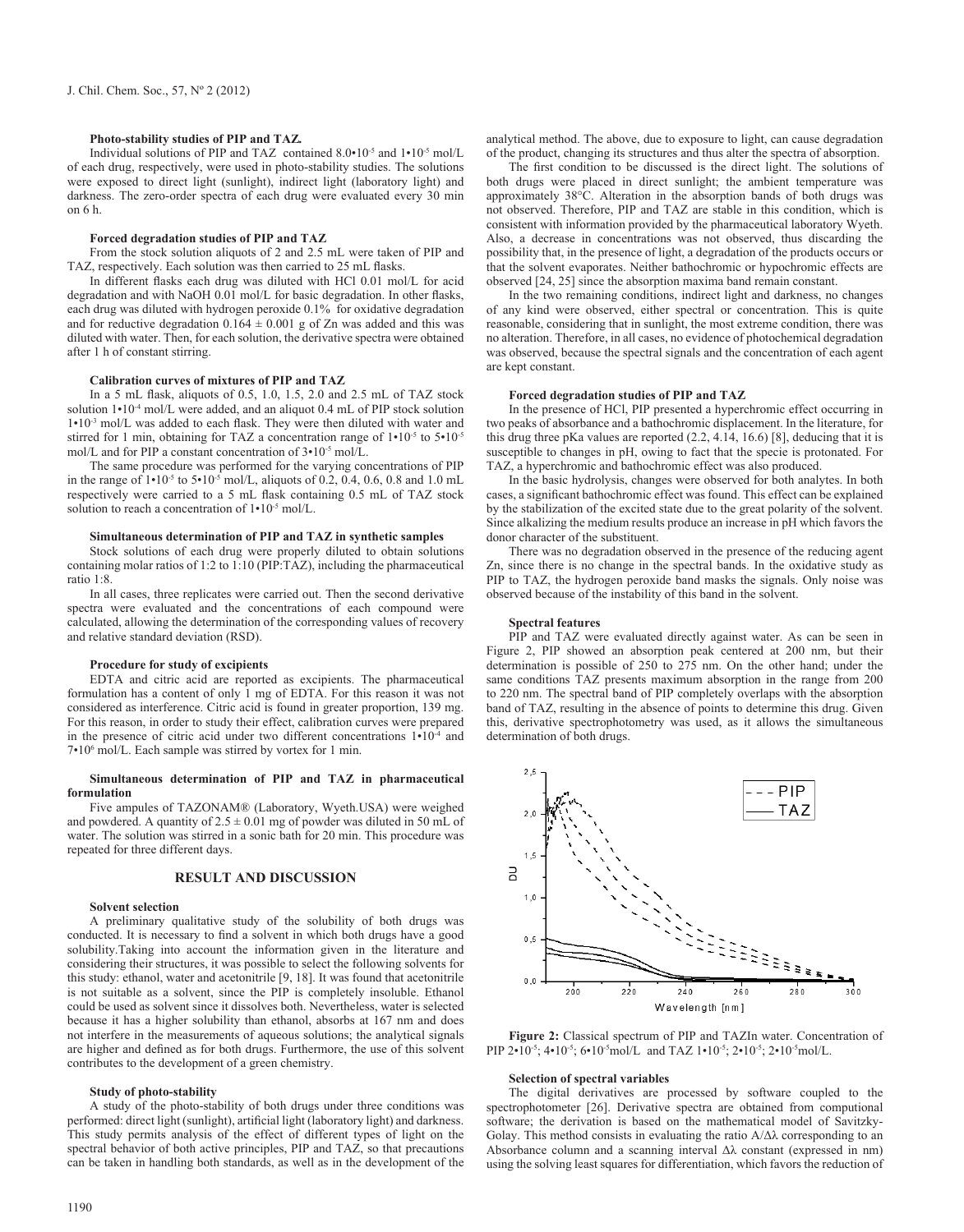**Photo-stability studies of PIP and TAZ.**

Individual solutions of PIP and TAZ contained $8.0 \cdot 10^{-5}$ and $1 \cdot 10^{-5}$ mol/L of each drug, respectively, were used in photo-stability studies. The solutions were exposed to direct light (sunlight), indirect light (laboratory light) and darkness. The zero-order spectra of each drug were evaluated every 30 min on 6 h.

**Forced degradation studies of PIP and TAZ**

From the stock solution aliquots of 2 and 2.5 mL were taken of PIP and TAZ, respectively. Each solution was then carried to 25 mL flasks.

In different flasks each drug was diluted with HCl 0.01 mol/L for acid degradation and with NaOH 0.01 mol/L for basic degradation. In other flasks, each drug was diluted with hydrogen peroxide 0.1% for oxidative degradation and for reductive degradation $0.164 \pm 0.001$ g of Zn was added and this was diluted with water. Then, for each solution, the derivative spectra were obtained after 1 h of constant stirring.

**Calibration curves of mixtures of PIP and TAZ**

In a 5 mL flask, aliquots of 0.5, 1.0, 1.5, 2.0 and 2.5 mL of TAZ stock solution $1 \cdot 10^{-4}$ mol/L were added, and an aliquot 0.4 mL of PIP stock solution $1 \cdot 10^{-3}$ mol/L was added to each flask. They were then diluted with water and stirred for 1 min, obtaining for TAZ a concentration range of $1 \cdot 10^{-5}$ to $5 \cdot 10^{-5}$ mol/L and for PIP a constant concentration of $3 \cdot 10^{-5}$ mol/L.

The same procedure was performed for the varying concentrations of PIP in the range of $1 \cdot 10^{-5}$ to $5 \cdot 10^{-5}$ mol/L, aliquots of 0.2, 0.4, 0.6, 0.8 and 1.0 mL respectively were carried to a 5 mL flask containing 0.5 mL of TAZ stock solution to reach a concentration of $1 \cdot 10^{-5}$ mol/L.

**Simultaneous determination of PIP and TAZ in synthetic samples**

Stock solutions of each drug were properly diluted to obtain solutions containing molar ratios of 1:2 to 1:10 (PIP:TAZ), including the pharmaceutical ratio 1:8.

In all cases, three replicates were carried out. Then the second derivative spectra were evaluated and the concentrations of each compound were calculated, allowing the determination of the corresponding values of recovery and relative standard deviation (RSD).

**Procedure for study of excipients**

EDTA and citric acid are reported as excipients. The pharmaceutical formulation has a content of only 1 mg of EDTA. For this reason it was not considered as interference. Citric acid is found in greater proportion, 139 mg. For this reason, in order to study their effect, calibration curves were prepared in the presence of citric acid under two different concentrations $1 \cdot 10^{-4}$ and $7 \cdot 10^{6}$ mol/L. Each sample was stirred by vortex for 1 min.

**Simultaneous determination of PIP and TAZ in pharmaceutical formulation**

Five ampules of TAZONAM® (Laboratory, Wyeth.USA) were weighed and powdered. A quantity of $2.5 \pm 0.01$ mg of powder was diluted in 50 mL of water. The solution was stirred in a sonic bath for 20 min. This procedure was repeated for three different days.

## RESULT AND DISCUSSION

**Solvent selection**

A preliminary qualitative study of the solubility of both drugs was conducted. It is necessary to find a solvent in which both drugs have a good solubility.Taking into account the information given in the literature and considering their structures, it was possible to select the following solvents for this study: ethanol, water and acetonitrile [9, 18]. It was found that acetonitrile is not suitable as a solvent, since the PIP is completely insoluble. Ethanol could be used as solvent since it dissolves both. Nevertheless, water is selected because it has a higher solubility than ethanol, absorbs at 167 nm and does not interfere in the measurements of aqueous solutions; the analytical signals are higher and defined as for both drugs. Furthermore, the use of this solvent contributes to the development of a green chemistry.

**Study of photo-stability**

A study of the photo-stability of both drugs under three conditions was performed: direct light (sunlight), artificial light (laboratory light) and darkness. This study permits analysis of the effect of different types of light on the spectral behavior of both active principles, PIP and TAZ, so that precautions can be taken in handling both standards, as well as in the development of the analytical method. The above, due to exposure to light, can cause degradation of the product, changing its structures and thus alter the spectra of absorption.

The first condition to be discussed is the direct light. The solutions of both drugs were placed in direct sunlight; the ambient temperature was approximately 38°C. Alteration in the absorption bands of both drugs was not observed. Therefore, PIP and TAZ are stable in this condition, which is consistent with information provided by the pharmaceutical laboratory Wyeth. Also, a decrease in concentrations was not observed, thus discarding the possibility that, in the presence of light, a degradation of the products occurs or that the solvent evaporates. Neither bathochromic or hypochromic effects are observed [24, 25] since the absorption maxima band remain constant.

In the two remaining conditions, indirect light and darkness, no changes of any kind were observed, either spectral or concentration. This is quite reasonable, considering that in sunlight, the most extreme condition, there was no alteration. Therefore, in all cases, no evidence of photochemical degradation was observed, because the spectral signals and the concentration of each agent are kept constant.

**Forced degradation studies of PIP and TAZ**

In the presence of HCl, PIP presented a hyperchromic effect occurring in two peaks of absorbance and a bathochromic displacement. In the literature, for this drug three pKa values are reported (2.2, 4.14, 16.6) [8], deducing that it is susceptible to changes in pH, owing to fact that the specie is protonated. For TAZ, a hyperchromic and bathochromic effect was also produced.

In the basic hydrolysis, changes were observed for both analytes. In both cases, a significant bathochromic effect was found. This effect can be explained by the stabilization of the excited state due to the great polarity of the solvent. Since alkalizing the medium results produce an increase in pH which favors the donor character of the substituent.

There was no degradation observed in the presence of the reducing agent Zn, since there is no change in the spectral bands. In the oxidative study as PIP to TAZ, the hydrogen peroxide band masks the signals. Only noise was observed because of the instability of this band in the solvent.

**Spectral features**

PIP and TAZ were evaluated directly against water. As can be seen in Figure 2, PIP showed an absorption peak centered at 200 nm, but their determination is possible of 250 to 275 nm. On the other hand; under the same conditions TAZ presents maximum absorption in the range from 200 to 220 nm. The spectral band of PIP completely overlaps with the absorption band of TAZ, resulting in the absence of points to determine this drug. Given this, derivative spectrophotometry was used, as it allows the simultaneous determination of both drugs.

**Figure 2:** Classical spectrum of PIP and TAZIn water. Concentration of PIP $2 \cdot 10^{-5}$; $4 \cdot 10^{-5}$; $6 \cdot 10^{-5}$mol/L and TAZ $1 \cdot 10^{-5}$; $2 \cdot 10^{-5}$; $2 \cdot 10^{-5}$mol/L.

**Selection of spectral variables**

The digital derivatives are processed by software coupled to the spectrophotometer [26]. Derivative spectra are obtained from computional software; the derivation is based on the mathematical model of Savitzky-Golay. This method consists in evaluating the ratio $A/\Delta\lambda$ corresponding to an Absorbance column and a scanning interval $\Delta\lambda$ constant (expressed in nm) using the solving least squares for differentiation, which favors the reduction of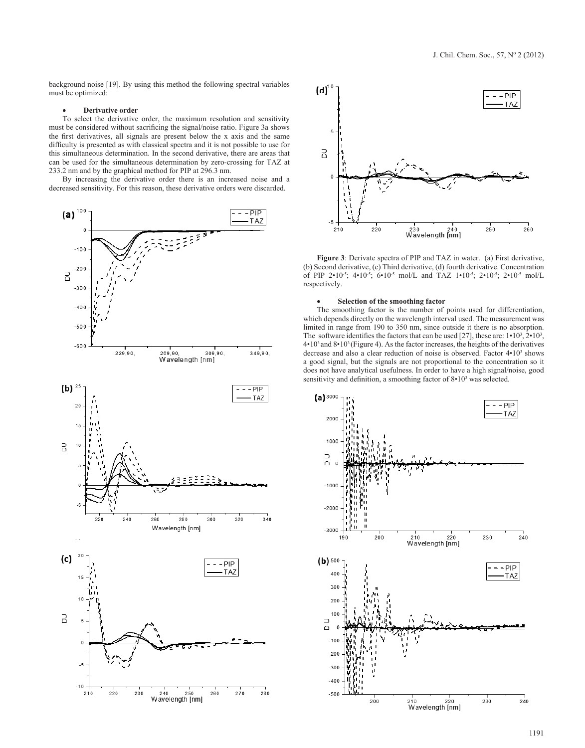background noise [19]. By using this method the following spectral variables must be optimized:

- **Derivative order**

To select the derivative order, the maximum resolution and sensitivity must be considered without sacrificing the signal/noise ratio. Figure 3a shows the first derivatives, all signals are present below the x axis and the same difficulty is presented as with classical spectra and it is not possible to use for this simultaneous determination. In the second derivative, there are areas that can be used for the simultaneous determination by zero-crossing for TAZ at 233.2 nm and by the graphical method for PIP at 296.3 nm.

By increasing the derivative order there is an increased noise and a decreased sensitivity. For this reason, these derivative orders were discarded.

**Figure 3**: Derivate spectra of PIP and TAZ in water. (a) First derivative, (b) Second derivative, (c) Third derivative, (d) fourth derivative. Concentration of PIP $2 \cdot 10^{-5}$; $4 \cdot 10^{-5}$; $6 \cdot 10^{-5}$ mol/L and TAZ $1 \cdot 10^{-5}$; $2 \cdot 10^{-5}$; $2 \cdot 10^{-5}$ mol/L respectively.

- **Selection of the smoothing factor**

The smoothing factor is the number of points used for differentiation, which depends directly on the wavelength interval used. The measurement was limited in range from 190 to 350 nm, since outside it there is no absorption. The software identifies the factors that can be used [27], these are: $1 \cdot 10^{3}$, $2 \cdot 10^{3}$, $4 \cdot 10^{3}$ and $8 \cdot 10^{3}$ (Figure 4). As the factor increases, the heights of the derivatives decrease and also a clear reduction of noise is observed. Factor $4 \cdot 10^{3}$ shows a good signal, but the signals are not proportional to the concentration so it does not have analytical usefulness. In order to have a high signal/noise, good sensitivity and definition, a smoothing factor of $8 \cdot 10^{3}$ was selected.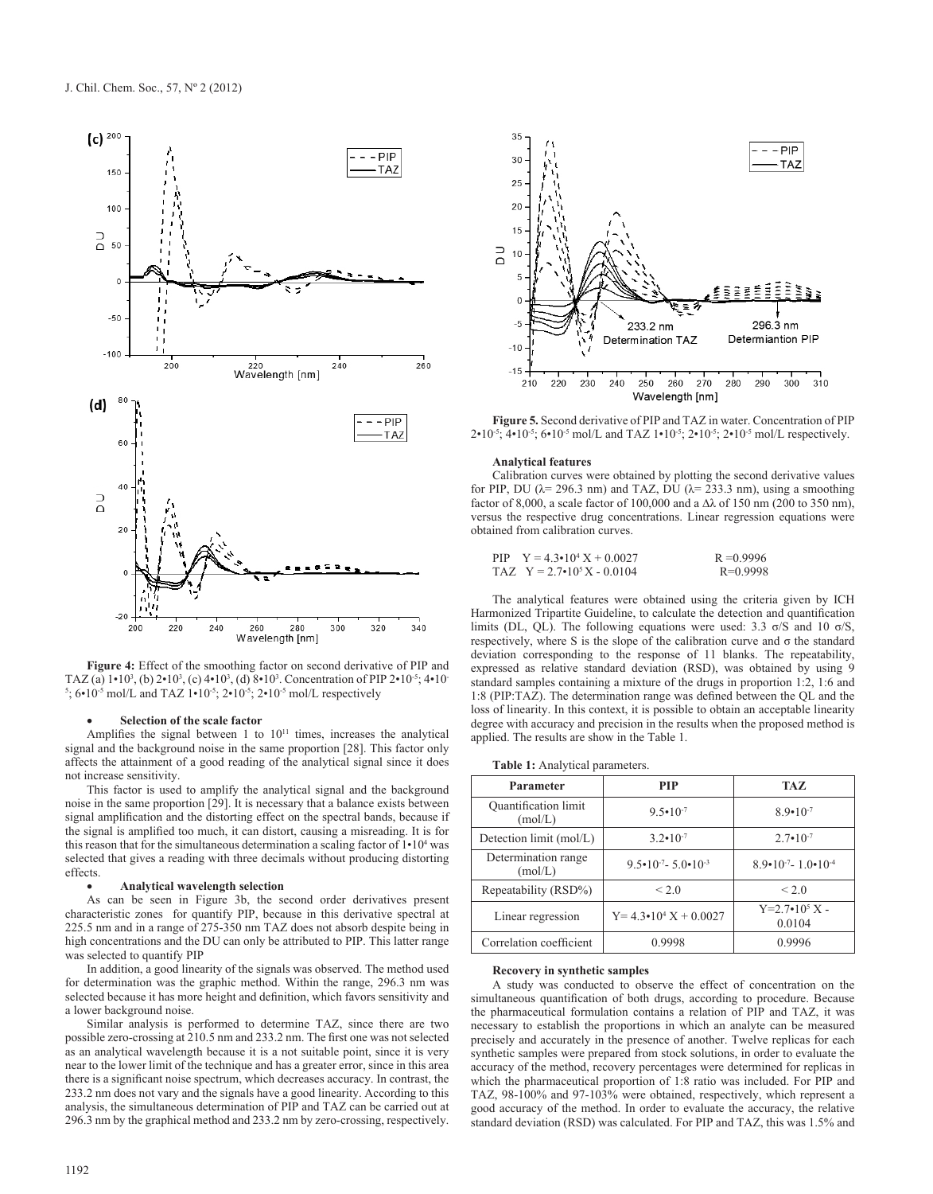**Figure 4:** Effect of the smoothing factor on second derivative of PIP and TAZ (a) $1\bullet10^3$, (b) $2\bullet10^3$, (c) $4\bullet10^3$, (d) $8\bullet10^3$. Concentration of PIP $2\bullet10^{-5}$; $4\bullet10^{-5}$; $6\bullet10^{-5}$ mol/L and TAZ $1\bullet10^{-5}$; $2\bullet10^{-5}$; $2\bullet10^{-5}$ mol/L respectively

- **Selection of the scale factor**

Amplifies the signal between 1 to $10^{11}$ times, increases the analytical signal and the background noise in the same proportion [28]. This factor only affects the attainment of a good reading of the analytical signal since it does not increase sensitivity.

This factor is used to amplify the analytical signal and the background noise in the same proportion [29]. It is necessary that a balance exists between signal amplification and the distorting effect on the spectral bands, because if the signal is amplified too much, it can distort, causing a misreading. It is for this reason that for the simultaneous determination a scaling factor of $1\bullet10^4$ was selected that gives a reading with three decimals without producing distorting effects.

- **Analytical wavelength selection**

As can be seen in Figure 3b, the second order derivatives present characteristic zones for quantify PIP, because in this derivative spectral at 225.5 nm and in a range of 275-350 nm TAZ does not absorb despite being in high concentrations and the DU can only be attributed to PIP. This latter range was selected to quantify PIP

In addition, a good linearity of the signals was observed. The method used for determination was the graphic method. Within the range, 296.3 nm was selected because it has more height and definition, which favors sensitivity and a lower background noise.

Similar analysis is performed to determine TAZ, since there are two possible zero-crossing at 210.5 nm and 233.2 nm. The first one was not selected as an analytical wavelength because it is a not suitable point, since it is very near to the lower limit of the technique and has a greater error, since in this area there is a significant noise spectrum, which decreases accuracy. In contrast, the 233.2 nm does not vary and the signals have a good linearity. According to this analysis, the simultaneous determination of PIP and TAZ can be carried out at 296.3 nm by the graphical method and 233.2 nm by zero-crossing, respectively.

**Figure 5.** Second derivative of PIP and TAZ in water. Concentration of PIP $2\bullet10^{-5}$; $4\bullet10^{-5}$; $6\bullet10^{-5}$ mol/L and TAZ $1\bullet10^{-5}$; $2\bullet10^{-5}$; $2\bullet10^{-5}$ mol/L respectively.

**Analytical features**

Calibration curves were obtained by plotting the second derivative values for PIP, DU ($\lambda$= 296.3 nm) and TAZ, DU ($\lambda$= 233.3 nm), using a smoothing factor of 8,000, a scale factor of 100,000 and a $\Delta\lambda$ of 150 nm (200 to 350 nm), versus the respective drug concentrations. Linear regression equations were obtained from calibration curves.

PIP $Y = 4.3\bullet10^4 X + 0.0027$ $R = 0.9996$

TAZ $Y = 2.7\bullet10^5 X - 0.0104$ $R = 0.9998$

The analytical features were obtained using the criteria given by ICH Harmonized Tripartite Guideline, to calculate the detection and quantification limits (DL, QL). The following equations were used: 3.3 $\sigma$/S and 10 $\sigma$/S, respectively, where S is the slope of the calibration curve and $\sigma$ the standard deviation corresponding to the response of 11 blanks. The repeatability, expressed as relative standard deviation (RSD), was obtained by using 9 standard samples containing a mixture of the drugs in proportion 1:2, 1:6 and 1:8 (PIP:TAZ). The determination range was defined between the QL and the loss of linearity. In this context, it is possible to obtain an acceptable linearity degree with accuracy and precision in the results when the proposed method is applied. The results are show in the Table 1.

**Table 1:** Analytical parameters.

| Parameter | PIP | TAZ |
|---|---|---|
| Quantification limit (mol/L) | $9.5\bullet10^{-7}$ | $8.9\bullet10^{-7}$ |
| Detection limit (mol/L) | $3.2\bullet10^{-7}$ | $2.7\bullet10^{-7}$ |
| Determination range (mol/L) | $9.5\bullet10^{-7}$- $5.0\bullet10^{-3}$ | $8.9\bullet10^{-7}$- $1.0\bullet10^{-4}$ |
| Repeatability (RSD%) | < 2.0 | < 2.0 |
| Linear regression | $Y= 4.3\bullet10^4 X + 0.0027$ | $Y=2.7\bullet10^5 X - 0.0104$ |
| Correlation coefficient | 0.9998 | 0.9996 |

**Recovery in synthetic samples**

A study was conducted to observe the effect of concentration on the simultaneous quantification of both drugs, according to procedure. Because the pharmaceutical formulation contains a relation of PIP and TAZ, it was necessary to establish the proportions in which an analyte can be measured precisely and accurately in the presence of another. Twelve replicas for each synthetic samples were prepared from stock solutions, in order to evaluate the accuracy of the method, recovery percentages were determined for replicas in which the pharmaceutical proportion of 1:8 ratio was included. For PIP and TAZ, 98-100% and 97-103% were obtained, respectively, which represent a good accuracy of the method. In order to evaluate the accuracy, the relative standard deviation (RSD) was calculated. For PIP and TAZ, this was 1.5% and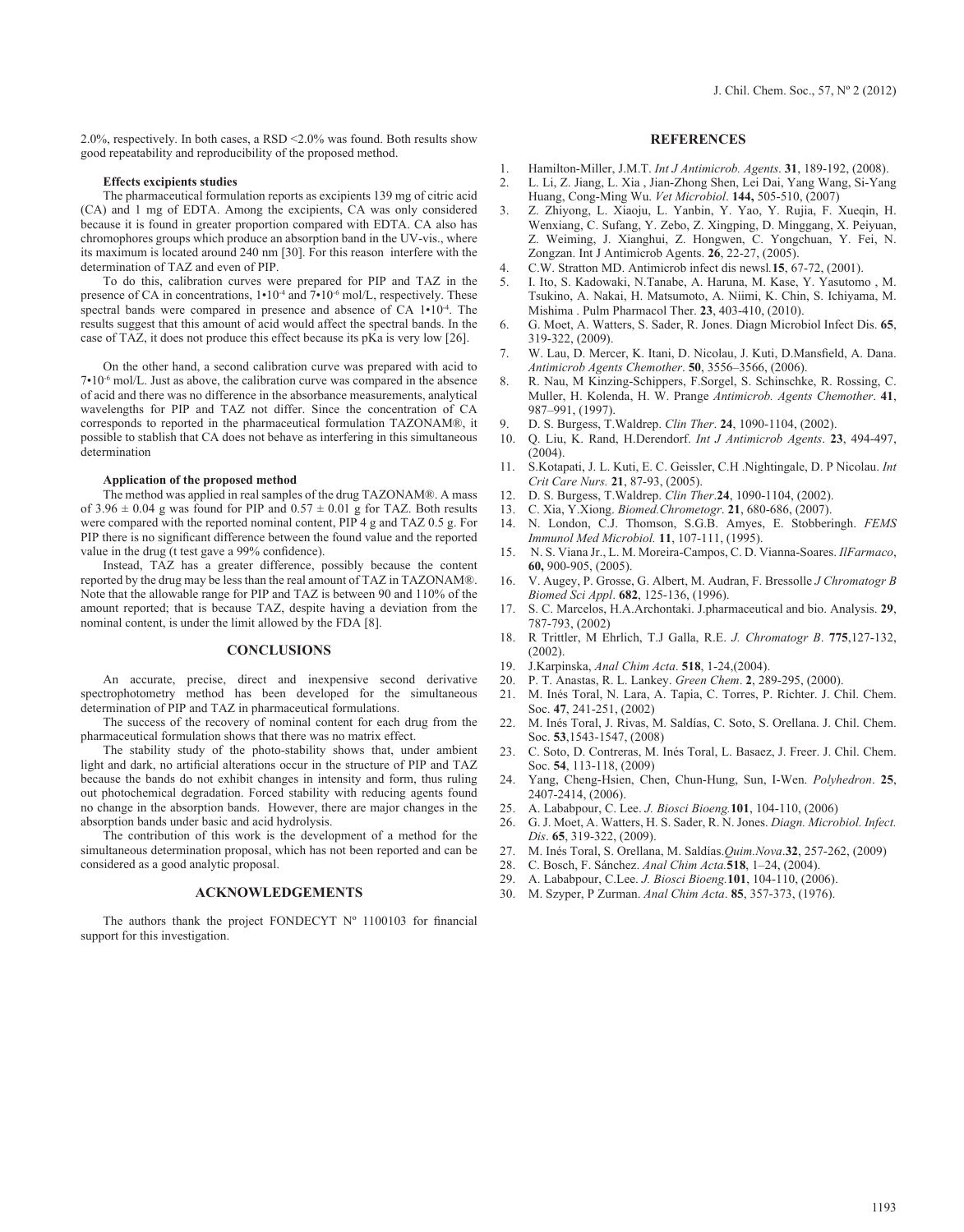2.0%, respectively. In both cases, a RSD <2.0% was found. Both results show good repeatability and reproducibility of the proposed method.

#### Effects excipients studies

The pharmaceutical formulation reports as excipients 139 mg of citric acid (CA) and 1 mg of EDTA. Among the excipients, CA was only considered because it is found in greater proportion compared with EDTA. CA also has chromophores groups which produce an absorption band in the UV-vis., where its maximum is located around 240 nm [30]. For this reason interfere with the determination of TAZ and even of PIP.

To do this, calibration curves were prepared for PIP and TAZ in the presence of CA in concentrations, $1{\bullet}10^{-4}$ and $7{\bullet}10^{-6}$ mol/L, respectively. These spectral bands were compared in presence and absence of CA $1{\bullet}10^{-4}$. The results suggest that this amount of acid would affect the spectral bands. In the case of TAZ, it does not produce this effect because its pKa is very low [26].

On the other hand, a second calibration curve was prepared with acid to $7{\bullet}10^{-6}$ mol/L. Just as above, the calibration curve was compared in the absence of acid and there was no difference in the absorbance measurements, analytical wavelengths for PIP and TAZ not differ. Since the concentration of CA corresponds to reported in the pharmaceutical formulation TAZONAM®, it possible to stablish that CA does not behave as interfering in this simultaneous determination

#### Application of the proposed method

The method was applied in real samples of the drug TAZONAM®. A mass of 3.96 ± 0.04 g was found for PIP and 0.57 ± 0.01 g for TAZ. Both results were compared with the reported nominal content, PIP 4 g and TAZ 0.5 g. For PIP there is no significant difference between the found value and the reported value in the drug (t test gave a 99% confidence).

Instead, TAZ has a greater difference, possibly because the content reported by the drug may be less than the real amount of TAZ in TAZONAM®. Note that the allowable range for PIP and TAZ is between 90 and 110% of the amount reported; that is because TAZ, despite having a deviation from the nominal content, is under the limit allowed by the FDA [8].

## CONCLUSIONS

An accurate, precise, direct and inexpensive second derivative spectrophotometry method has been developed for the simultaneous determination of PIP and TAZ in pharmaceutical formulations.

The success of the recovery of nominal content for each drug from the pharmaceutical formulation shows that there was no matrix effect.

The stability study of the photo-stability shows that, under ambient light and dark, no artificial alterations occur in the structure of PIP and TAZ because the bands do not exhibit changes in intensity and form, thus ruling out photochemical degradation. Forced stability with reducing agents found no change in the absorption bands. However, there are major changes in the absorption bands under basic and acid hydrolysis.

The contribution of this work is the development of a method for the simultaneous determination proposal, which has not been reported and can be considered as a good analytic proposal.

## ACKNOWLEDGEMENTS

The authors thank the project FONDECYT Nº 1100103 for financial support for this investigation.

## REFERENCES

1. Hamilton-Miller, J.M.T. *Int J Antimicrob. Agents*. **31**, 189-192, (2008).
2. L. Li, Z. Jiang, L. Xia , Jian-Zhong Shen, Lei Dai, Yang Wang, Si-Yang Huang, Cong-Ming Wu. *Vet Microbiol*. **144,** 505-510, (2007)
3. Z. Zhiyong, L. Xiaoju, L. Yanbin, Y. Yao, Y. Rujia, F. Xueqin, H. Wenxiang, C. Sufang, Y. Zebo, Z. Xingping, D. Minggang, X. Peiyuan, Z. Weiming, J. Xianghui, Z. Hongwen, C. Yongchuan, Y. Fei, N. Zongzan. Int J Antimicrob Agents. **26**, 22-27, (2005).
4. C.W. Stratton MD. Antimicrob infect dis newsl.**15**, 67-72, (2001).
5. I. Ito, S. Kadowaki, N.Tanabe, A. Haruna, M. Kase, Y. Yasutomo , M. Tsukino, A. Nakai, H. Matsumoto, A. Niimi, K. Chin, S. Ichiyama, M. Mishima . Pulm Pharmacol Ther. **23**, 403-410, (2010).
6. G. Moet, A. Watters, S. Sader, R. Jones. Diagn Microbiol Infect Dis. **65**, 319-322, (2009).
7. W. Lau, D. Mercer, K. Itani, D. Nicolau, J. Kuti, D.Mansfield, A. Dana. *Antimicrob Agents Chemother*. **50**, 3556–3566, (2006).
8. R. Nau, M Kinzing-Schippers, F.Sorgel, S. Schinschke, R. Rossing, C. Muller, H. Kolenda, H. W. Prange *Antimicrob. Agents Chemother*. **41**, 987–991, (1997).
9. D. S. Burgess, T.Waldrep. *Clin Ther*. **24**, 1090-1104, (2002).
10. Q. Liu, K. Rand, H.Derendorf. *Int J Antimicrob Agents*. **23**, 494-497, (2004).
11. S.Kotapati, J. L. Kuti, E. C. Geissler, C.H .Nightingale, D. P Nicolau. *Int Crit Care Nurs.* **21**, 87-93, (2005).
12. D. S. Burgess, T.Waldrep. *Clin Ther*.**24**, 1090-1104, (2002).
13. C. Xia, Y.Xiong. *Biomed.Chrometogr*. **21**, 680-686, (2007).
14. N. London, C.J. Thomson, S.G.B. Amyes, E. Stobberingh. *FEMS Immunol Med Microbiol.* **11**, 107-111, (1995).
15. N. S. Viana Jr., L. M. Moreira-Campos, C. D. Vianna-Soares. *IlFarmaco*, **60,** 900-905, (2005).
16. V. Augey, P. Grosse, G. Albert, M. Audran, F. Bressolle *J Chromatogr B Biomed Sci Appl*. **682**, 125-136, (1996).
17. S. C. Marcelos, H.A.Archontaki. J.pharmaceutical and bio. Analysis. **29**, 787-793, (2002)
18. R Trittler, M Ehrlich, T.J Galla, R.E. *J. Chromatogr B*. **775**,127-132, (2002).
19. J.Karpinska, *Anal Chim Acta*. **518**, 1-24,(2004).
20. P. T. Anastas, R. L. Lankey. *Green Chem*. **2**, 289-295, (2000).
21. M. Inés Toral, N. Lara, A. Tapia, C. Torres, P. Richter. J. Chil. Chem. Soc. **47**, 241-251, (2002)
22. M. Inés Toral, J. Rivas, M. Saldías, C. Soto, S. Orellana. J. Chil. Chem. Soc. **53**,1543-1547, (2008)
23. C. Soto, D. Contreras, M. Inés Toral, L. Basaez, J. Freer. J. Chil. Chem. Soc. **54**, 113-118, (2009)
24. Yang, Cheng-Hsien, Chen, Chun-Hung, Sun, I-Wen. *Polyhedron*. **25**, 2407-2414, (2006).
25. A. Lababpour, C. Lee. *J. Biosci Bioeng.***101**, 104-110, (2006)
26. G. J. Moet, A. Watters, H. S. Sader, R. N. Jones. *Diagn. Microbiol. Infect. Dis*. **65**, 319-322, (2009).
27. M. Inés Toral, S. Orellana, M. Saldías.*Quim.Nova*.**32**, 257-262, (2009)
28. C. Bosch, F. Sánchez. *Anal Chim Acta.***518**, 1–24, (2004).
29. A. Lababpour, C.Lee. *J. Biosci Bioeng.***101**, 104-110, (2006).
30. M. Szyper, P Zurman. *Anal Chim Acta*. **85**, 357-373, (1976).